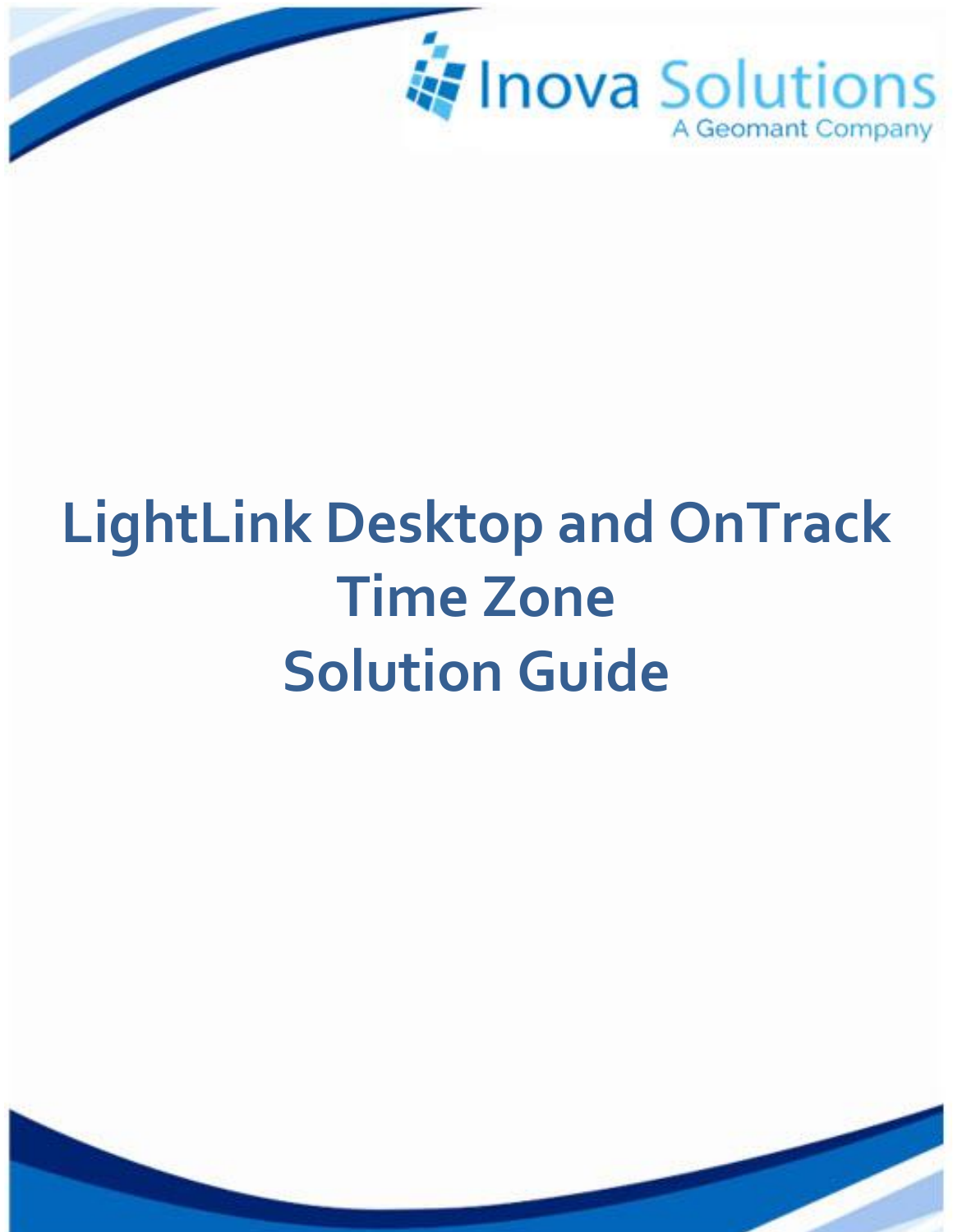Inova Solutions

A Geomant Company

# LightLink Desktop and OnTrack Time Zone Solution Guide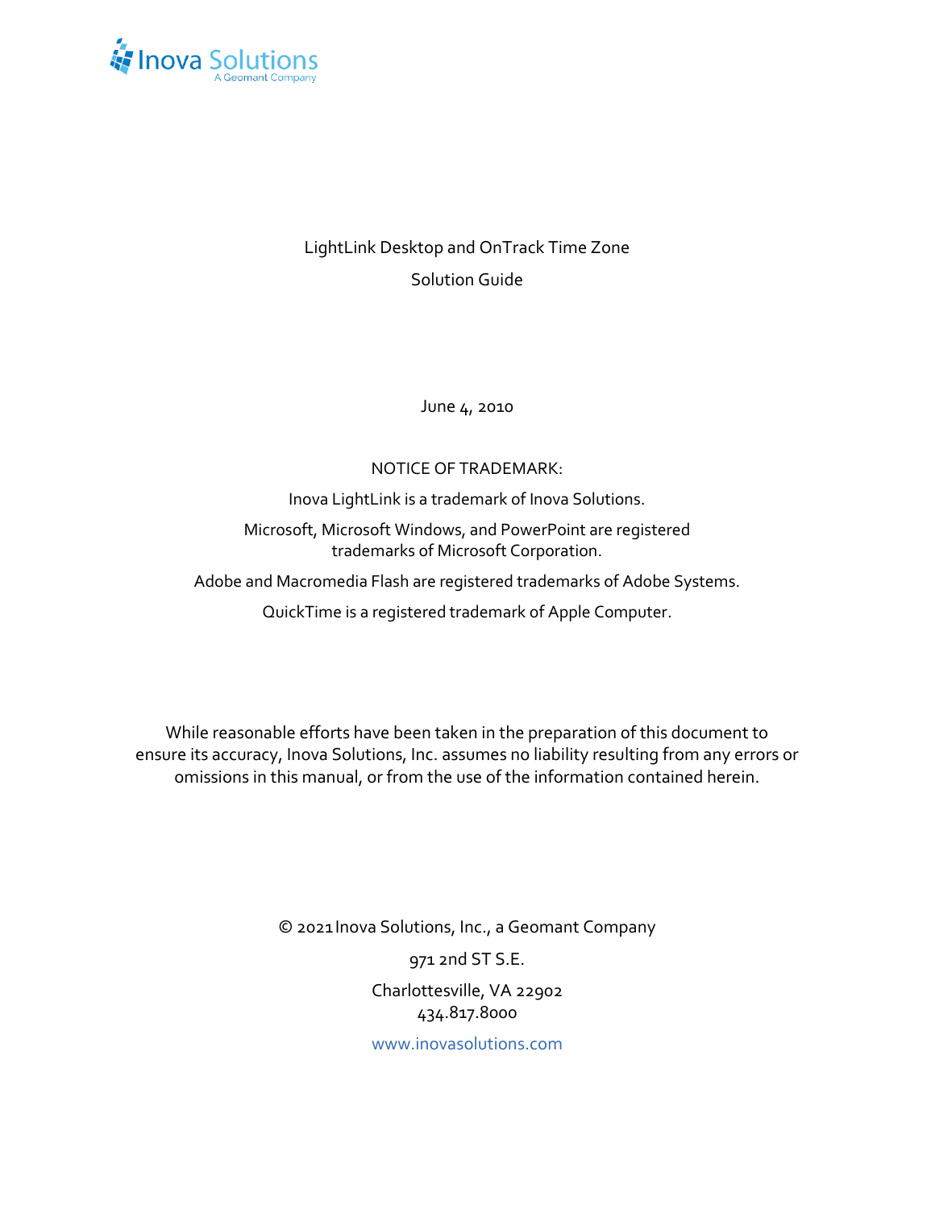Inova Solutions
A Geomant Company

LightLink Desktop and OnTrack Time Zone

Solution Guide

June 4, 2010

NOTICE OF TRADEMARK:

Inova LightLink is a trademark of Inova Solutions.

Microsoft, Microsoft Windows, and PowerPoint are registered trademarks of Microsoft Corporation.

Adobe and Macromedia Flash are registered trademarks of Adobe Systems.

QuickTime is a registered trademark of Apple Computer.

While reasonable efforts have been taken in the preparation of this document to ensure its accuracy, Inova Solutions, Inc. assumes no liability resulting from any errors or omissions in this manual, or from the use of the information contained herein.

© 2021 Inova Solutions, Inc., a Geomant Company

971 2nd ST S.E.

Charlottesville, VA 22902
434.817.8000

www.inovasolutions.com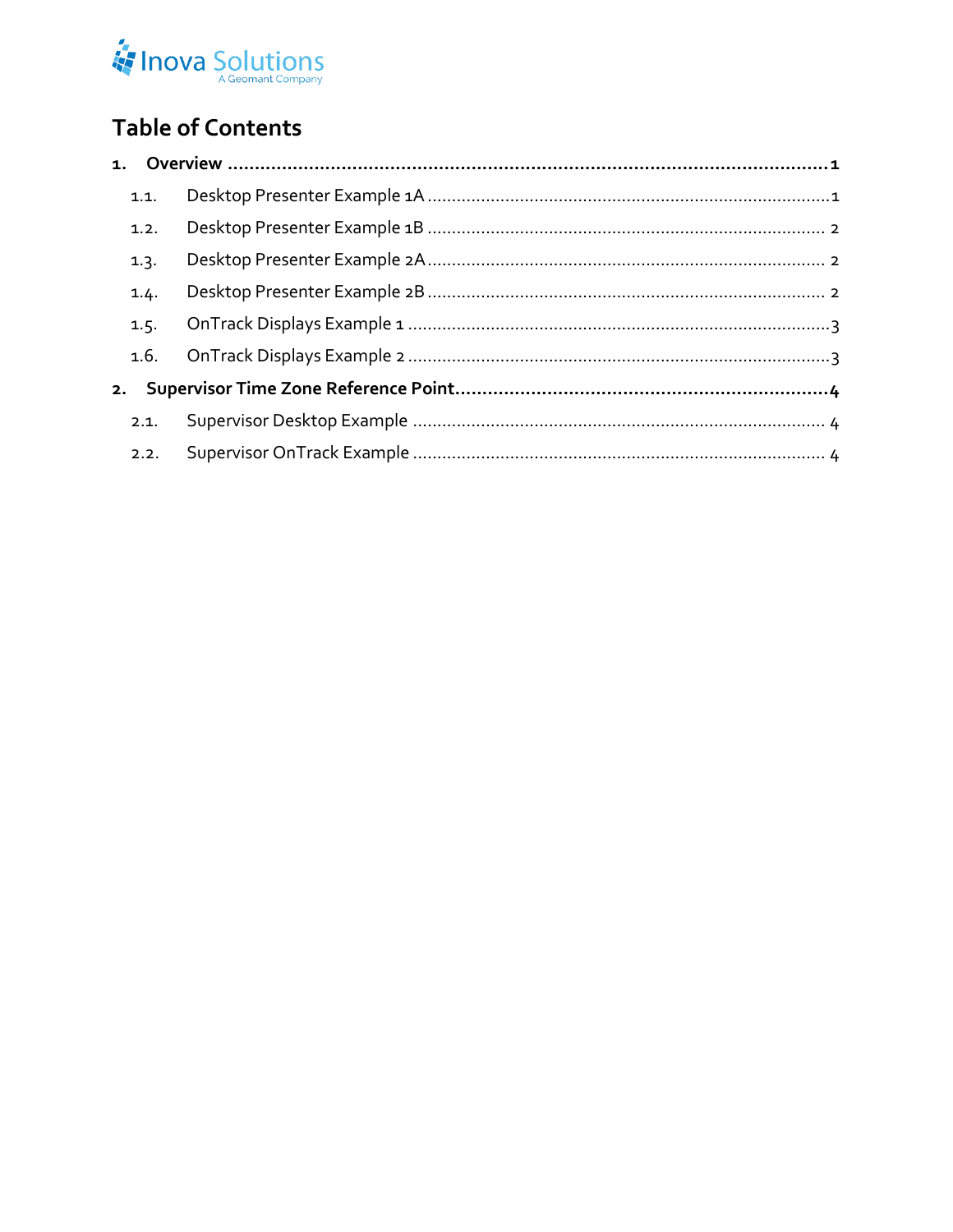# Table of Contents

**1. Overview ........................................................................................................ 1**

- 1.1. Desktop Presenter Example 1A ........................................................................ 1
- 1.2. Desktop Presenter Example 1B ........................................................................ 2
- 1.3. Desktop Presenter Example 2A ........................................................................ 2
- 1.4. Desktop Presenter Example 2B ........................................................................ 2
- 1.5. OnTrack Displays Example 1 ........................................................................... 3
- 1.6. OnTrack Displays Example 2 ........................................................................... 3

**2. Supervisor Time Zone Reference Point ............................................................ 4**

- 2.1. Supervisor Desktop Example ........................................................................... 4
- 2.2. Supervisor OnTrack Example ........................................................................... 4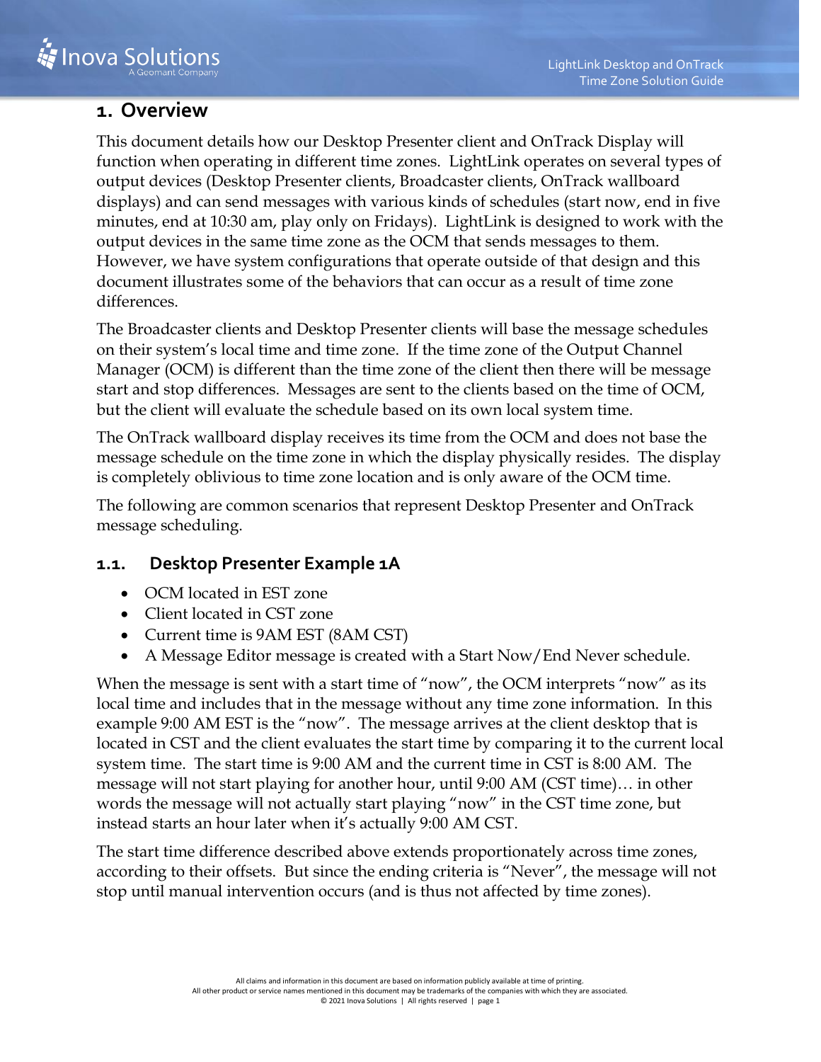# 1. Overview

This document details how our Desktop Presenter client and OnTrack Display will function when operating in different time zones. LightLink operates on several types of output devices (Desktop Presenter clients, Broadcaster clients, OnTrack wallboard displays) and can send messages with various kinds of schedules (start now, end in five minutes, end at 10:30 am, play only on Fridays). LightLink is designed to work with the output devices in the same time zone as the OCM that sends messages to them. However, we have system configurations that operate outside of that design and this document illustrates some of the behaviors that can occur as a result of time zone differences.

The Broadcaster clients and Desktop Presenter clients will base the message schedules on their system's local time and time zone. If the time zone of the Output Channel Manager (OCM) is different than the time zone of the client then there will be message start and stop differences. Messages are sent to the clients based on the time of OCM, but the client will evaluate the schedule based on its own local system time.

The OnTrack wallboard display receives its time from the OCM and does not base the message schedule on the time zone in which the display physically resides. The display is completely oblivious to time zone location and is only aware of the OCM time.

The following are common scenarios that represent Desktop Presenter and OnTrack message scheduling.

## 1.1. Desktop Presenter Example 1A

- OCM located in EST zone
- Client located in CST zone
- Current time is 9AM EST (8AM CST)
- A Message Editor message is created with a Start Now/End Never schedule.

When the message is sent with a start time of "now", the OCM interprets "now" as its local time and includes that in the message without any time zone information. In this example 9:00 AM EST is the "now". The message arrives at the client desktop that is located in CST and the client evaluates the start time by comparing it to the current local system time. The start time is 9:00 AM and the current time in CST is 8:00 AM. The message will not start playing for another hour, until 9:00 AM (CST time)… in other words the message will not actually start playing "now" in the CST time zone, but instead starts an hour later when it's actually 9:00 AM CST.

The start time difference described above extends proportionately across time zones, according to their offsets. But since the ending criteria is "Never", the message will not stop until manual intervention occurs (and is thus not affected by time zones).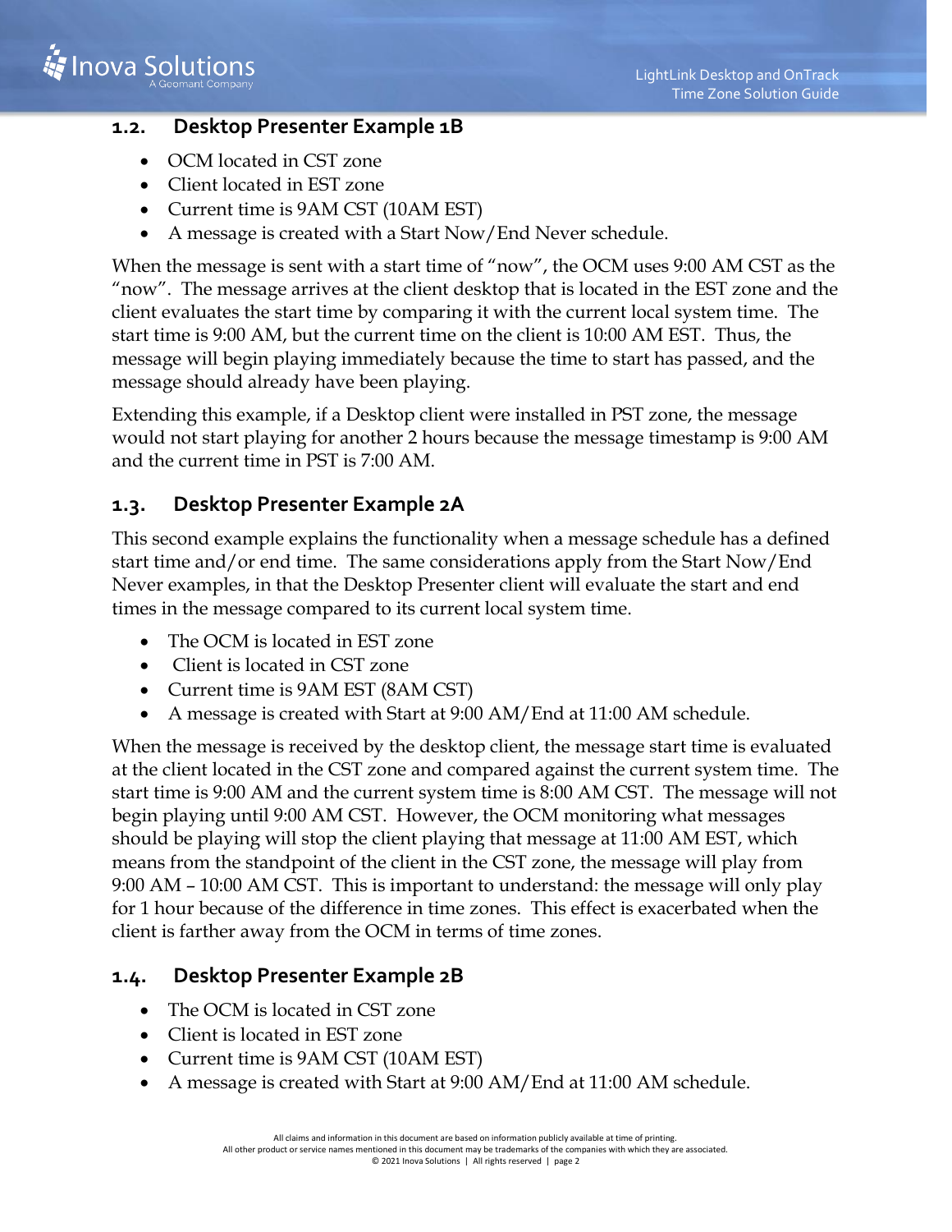## 1.2. Desktop Presenter Example 1B

- OCM located in CST zone
- Client located in EST zone
- Current time is 9AM CST (10AM EST)
- A message is created with a Start Now/End Never schedule.

When the message is sent with a start time of “now”, the OCM uses 9:00 AM CST as the “now”. The message arrives at the client desktop that is located in the EST zone and the client evaluates the start time by comparing it with the current local system time. The start time is 9:00 AM, but the current time on the client is 10:00 AM EST. Thus, the message will begin playing immediately because the time to start has passed, and the message should already have been playing.

Extending this example, if a Desktop client were installed in PST zone, the message would not start playing for another 2 hours because the message timestamp is 9:00 AM and the current time in PST is 7:00 AM.

## 1.3. Desktop Presenter Example 2A

This second example explains the functionality when a message schedule has a defined start time and/or end time. The same considerations apply from the Start Now/End Never examples, in that the Desktop Presenter client will evaluate the start and end times in the message compared to its current local system time.

- The OCM is located in EST zone
- Client is located in CST zone
- Current time is 9AM EST (8AM CST)
- A message is created with Start at 9:00 AM/End at 11:00 AM schedule.

When the message is received by the desktop client, the message start time is evaluated at the client located in the CST zone and compared against the current system time. The start time is 9:00 AM and the current system time is 8:00 AM CST. The message will not begin playing until 9:00 AM CST. However, the OCM monitoring what messages should be playing will stop the client playing that message at 11:00 AM EST, which means from the standpoint of the client in the CST zone, the message will play from 9:00 AM – 10:00 AM CST. This is important to understand: the message will only play for 1 hour because of the difference in time zones. This effect is exacerbated when the client is farther away from the OCM in terms of time zones.

## 1.4. Desktop Presenter Example 2B

- The OCM is located in CST zone
- Client is located in EST zone
- Current time is 9AM CST (10AM EST)
- A message is created with Start at 9:00 AM/End at 11:00 AM schedule.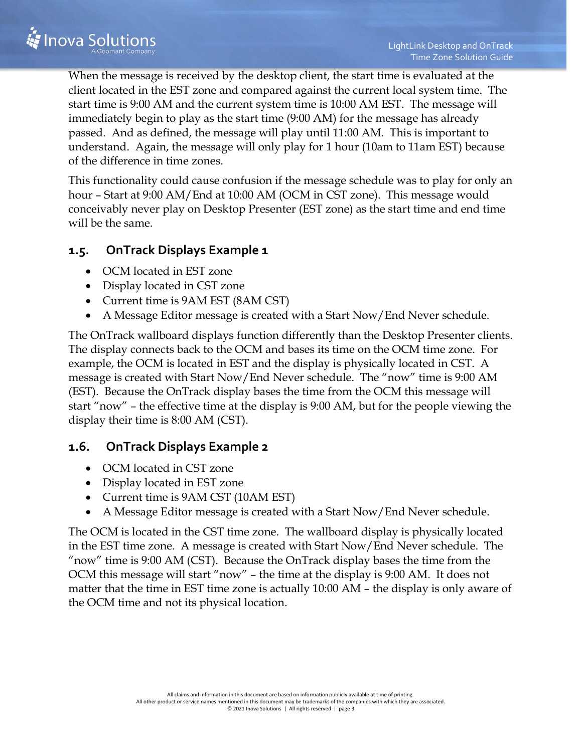When the message is received by the desktop client, the start time is evaluated at the client located in the EST zone and compared against the current local system time. The start time is 9:00 AM and the current system time is 10:00 AM EST. The message will immediately begin to play as the start time (9:00 AM) for the message has already passed. And as defined, the message will play until 11:00 AM. This is important to understand. Again, the message will only play for 1 hour (10am to 11am EST) because of the difference in time zones.

This functionality could cause confusion if the message schedule was to play for only an hour – Start at 9:00 AM/End at 10:00 AM (OCM in CST zone). This message would conceivably never play on Desktop Presenter (EST zone) as the start time and end time will be the same.

## 1.5. OnTrack Displays Example 1

- OCM located in EST zone
- Display located in CST zone
- Current time is 9AM EST (8AM CST)
- A Message Editor message is created with a Start Now/End Never schedule.

The OnTrack wallboard displays function differently than the Desktop Presenter clients. The display connects back to the OCM and bases its time on the OCM time zone. For example, the OCM is located in EST and the display is physically located in CST. A message is created with Start Now/End Never schedule. The "now" time is 9:00 AM (EST). Because the OnTrack display bases the time from the OCM this message will start "now" – the effective time at the display is 9:00 AM, but for the people viewing the display their time is 8:00 AM (CST).

## 1.6. OnTrack Displays Example 2

- OCM located in CST zone
- Display located in EST zone
- Current time is 9AM CST (10AM EST)
- A Message Editor message is created with a Start Now/End Never schedule.

The OCM is located in the CST time zone. The wallboard display is physically located in the EST time zone. A message is created with Start Now/End Never schedule. The "now" time is 9:00 AM (CST). Because the OnTrack display bases the time from the OCM this message will start "now" – the time at the display is 9:00 AM. It does not matter that the time in EST time zone is actually 10:00 AM – the display is only aware of the OCM time and not its physical location.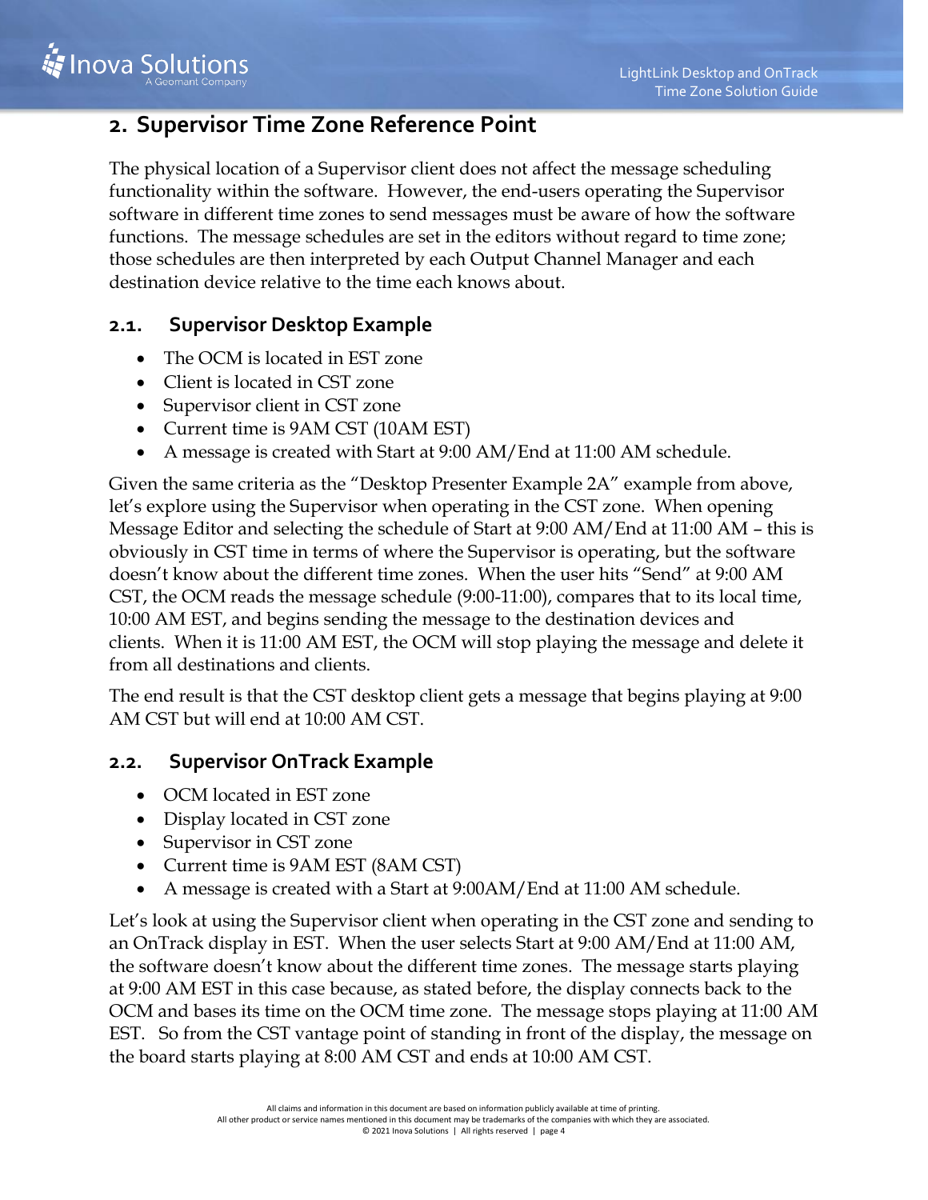## 2. Supervisor Time Zone Reference Point

The physical location of a Supervisor client does not affect the message scheduling functionality within the software. However, the end-users operating the Supervisor software in different time zones to send messages must be aware of how the software functions. The message schedules are set in the editors without regard to time zone; those schedules are then interpreted by each Output Channel Manager and each destination device relative to the time each knows about.

### 2.1. Supervisor Desktop Example

- The OCM is located in EST zone
- Client is located in CST zone
- Supervisor client in CST zone
- Current time is 9AM CST (10AM EST)
- A message is created with Start at 9:00 AM/End at 11:00 AM schedule.

Given the same criteria as the "Desktop Presenter Example 2A" example from above, let's explore using the Supervisor when operating in the CST zone. When opening Message Editor and selecting the schedule of Start at 9:00 AM/End at 11:00 AM – this is obviously in CST time in terms of where the Supervisor is operating, but the software doesn't know about the different time zones. When the user hits "Send" at 9:00 AM CST, the OCM reads the message schedule (9:00-11:00), compares that to its local time, 10:00 AM EST, and begins sending the message to the destination devices and clients. When it is 11:00 AM EST, the OCM will stop playing the message and delete it from all destinations and clients.

The end result is that the CST desktop client gets a message that begins playing at 9:00 AM CST but will end at 10:00 AM CST.

### 2.2. Supervisor OnTrack Example

- OCM located in EST zone
- Display located in CST zone
- Supervisor in CST zone
- Current time is 9AM EST (8AM CST)
- A message is created with a Start at 9:00AM/End at 11:00 AM schedule.

Let's look at using the Supervisor client when operating in the CST zone and sending to an OnTrack display in EST. When the user selects Start at 9:00 AM/End at 11:00 AM, the software doesn't know about the different time zones. The message starts playing at 9:00 AM EST in this case because, as stated before, the display connects back to the OCM and bases its time on the OCM time zone. The message stops playing at 11:00 AM EST. So from the CST vantage point of standing in front of the display, the message on the board starts playing at 8:00 AM CST and ends at 10:00 AM CST.